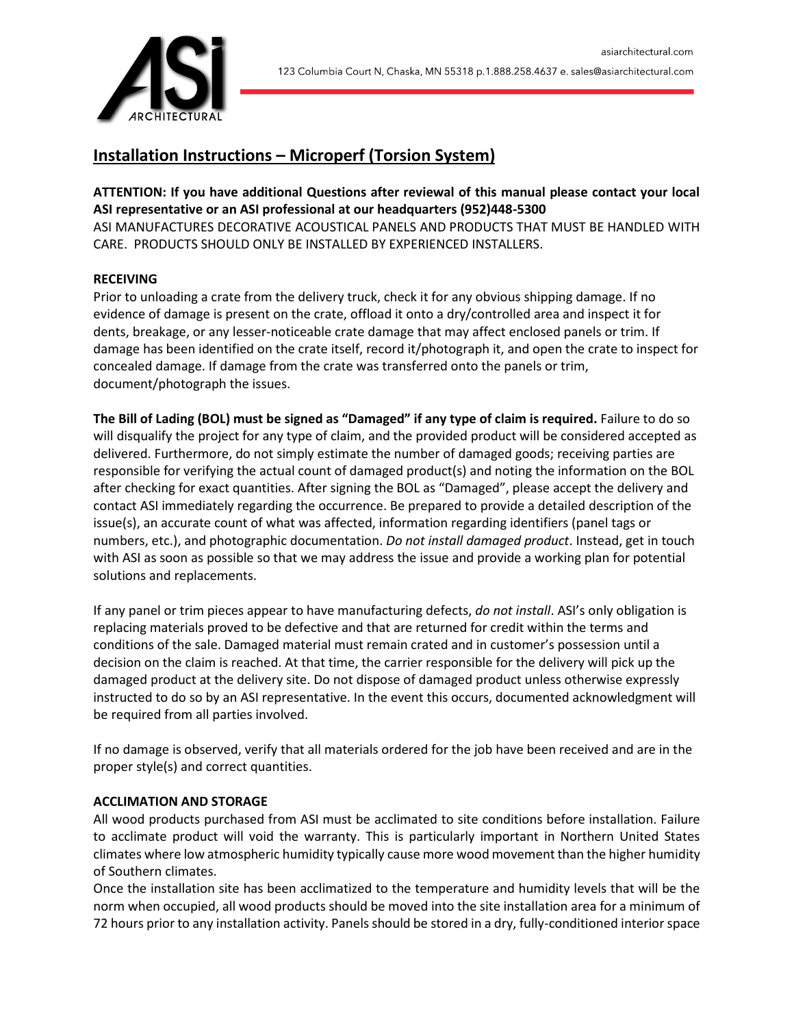asiarchitectural.com

123 Columbia Court N, Chaska, MN 55318 p.1.888.258.4637 e. sales@asiarchitectural.com

# Installation Instructions – Microperf (Torsion System)

**ATTENTION: If you have additional Questions after reviewal of this manual please contact your local ASI representative or an ASI professional at our headquarters (952)448-5300**

ASI MANUFACTURES DECORATIVE ACOUSTICAL PANELS AND PRODUCTS THAT MUST BE HANDLED WITH CARE. PRODUCTS SHOULD ONLY BE INSTALLED BY EXPERIENCED INSTALLERS.

**RECEIVING**

Prior to unloading a crate from the delivery truck, check it for any obvious shipping damage. If no evidence of damage is present on the crate, offload it onto a dry/controlled area and inspect it for dents, breakage, or any lesser-noticeable crate damage that may affect enclosed panels or trim. If damage has been identified on the crate itself, record it/photograph it, and open the crate to inspect for concealed damage. If damage from the crate was transferred onto the panels or trim, document/photograph the issues.

**The Bill of Lading (BOL) must be signed as "Damaged" if any type of claim is required.** Failure to do so will disqualify the project for any type of claim, and the provided product will be considered accepted as delivered. Furthermore, do not simply estimate the number of damaged goods; receiving parties are responsible for verifying the actual count of damaged product(s) and noting the information on the BOL after checking for exact quantities. After signing the BOL as "Damaged", please accept the delivery and contact ASI immediately regarding the occurrence. Be prepared to provide a detailed description of the issue(s), an accurate count of what was affected, information regarding identifiers (panel tags or numbers, etc.), and photographic documentation. *Do not install damaged product*. Instead, get in touch with ASI as soon as possible so that we may address the issue and provide a working plan for potential solutions and replacements.

If any panel or trim pieces appear to have manufacturing defects, *do not install*. ASI's only obligation is replacing materials proved to be defective and that are returned for credit within the terms and conditions of the sale. Damaged material must remain crated and in customer's possession until a decision on the claim is reached. At that time, the carrier responsible for the delivery will pick up the damaged product at the delivery site. Do not dispose of damaged product unless otherwise expressly instructed to do so by an ASI representative. In the event this occurs, documented acknowledgment will be required from all parties involved.

If no damage is observed, verify that all materials ordered for the job have been received and are in the proper style(s) and correct quantities.

**ACCLIMATION AND STORAGE**

All wood products purchased from ASI must be acclimated to site conditions before installation. Failure to acclimate product will void the warranty. This is particularly important in Northern United States climates where low atmospheric humidity typically cause more wood movement than the higher humidity of Southern climates.

Once the installation site has been acclimatized to the temperature and humidity levels that will be the norm when occupied, all wood products should be moved into the site installation area for a minimum of 72 hours prior to any installation activity. Panels should be stored in a dry, fully-conditioned interior space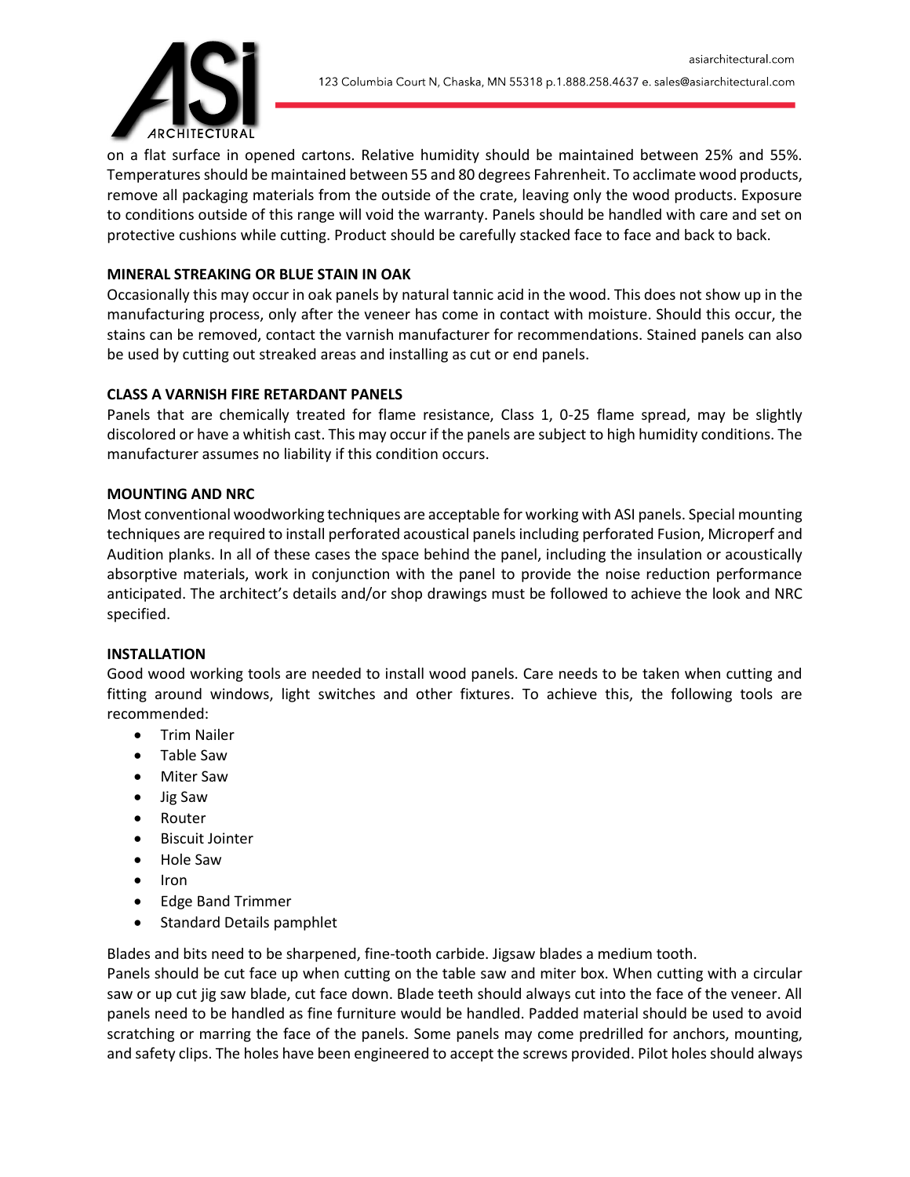on a flat surface in opened cartons. Relative humidity should be maintained between 25% and 55%. Temperatures should be maintained between 55 and 80 degrees Fahrenheit. To acclimate wood products, remove all packaging materials from the outside of the crate, leaving only the wood products. Exposure to conditions outside of this range will void the warranty. Panels should be handled with care and set on protective cushions while cutting. Product should be carefully stacked face to face and back to back.

**MINERAL STREAKING OR BLUE STAIN IN OAK**

Occasionally this may occur in oak panels by natural tannic acid in the wood. This does not show up in the manufacturing process, only after the veneer has come in contact with moisture. Should this occur, the stains can be removed, contact the varnish manufacturer for recommendations. Stained panels can also be used by cutting out streaked areas and installing as cut or end panels.

**CLASS A VARNISH FIRE RETARDANT PANELS**

Panels that are chemically treated for flame resistance, Class 1, 0-25 flame spread, may be slightly discolored or have a whitish cast. This may occur if the panels are subject to high humidity conditions. The manufacturer assumes no liability if this condition occurs.

**MOUNTING AND NRC**

Most conventional woodworking techniques are acceptable for working with ASI panels. Special mounting techniques are required to install perforated acoustical panels including perforated Fusion, Microperf and Audition planks. In all of these cases the space behind the panel, including the insulation or acoustically absorptive materials, work in conjunction with the panel to provide the noise reduction performance anticipated. The architect's details and/or shop drawings must be followed to achieve the look and NRC specified.

**INSTALLATION**

Good wood working tools are needed to install wood panels. Care needs to be taken when cutting and fitting around windows, light switches and other fixtures. To achieve this, the following tools are recommended:

- Trim Nailer
- Table Saw
- Miter Saw
- Jig Saw
- Router
- Biscuit Jointer
- Hole Saw
- Iron
- Edge Band Trimmer
- Standard Details pamphlet

Blades and bits need to be sharpened, fine-tooth carbide. Jigsaw blades a medium tooth.
Panels should be cut face up when cutting on the table saw and miter box. When cutting with a circular saw or up cut jig saw blade, cut face down. Blade teeth should always cut into the face of the veneer. All panels need to be handled as fine furniture would be handled. Padded material should be used to avoid scratching or marring the face of the panels. Some panels may come predrilled for anchors, mounting, and safety clips. The holes have been engineered to accept the screws provided. Pilot holes should always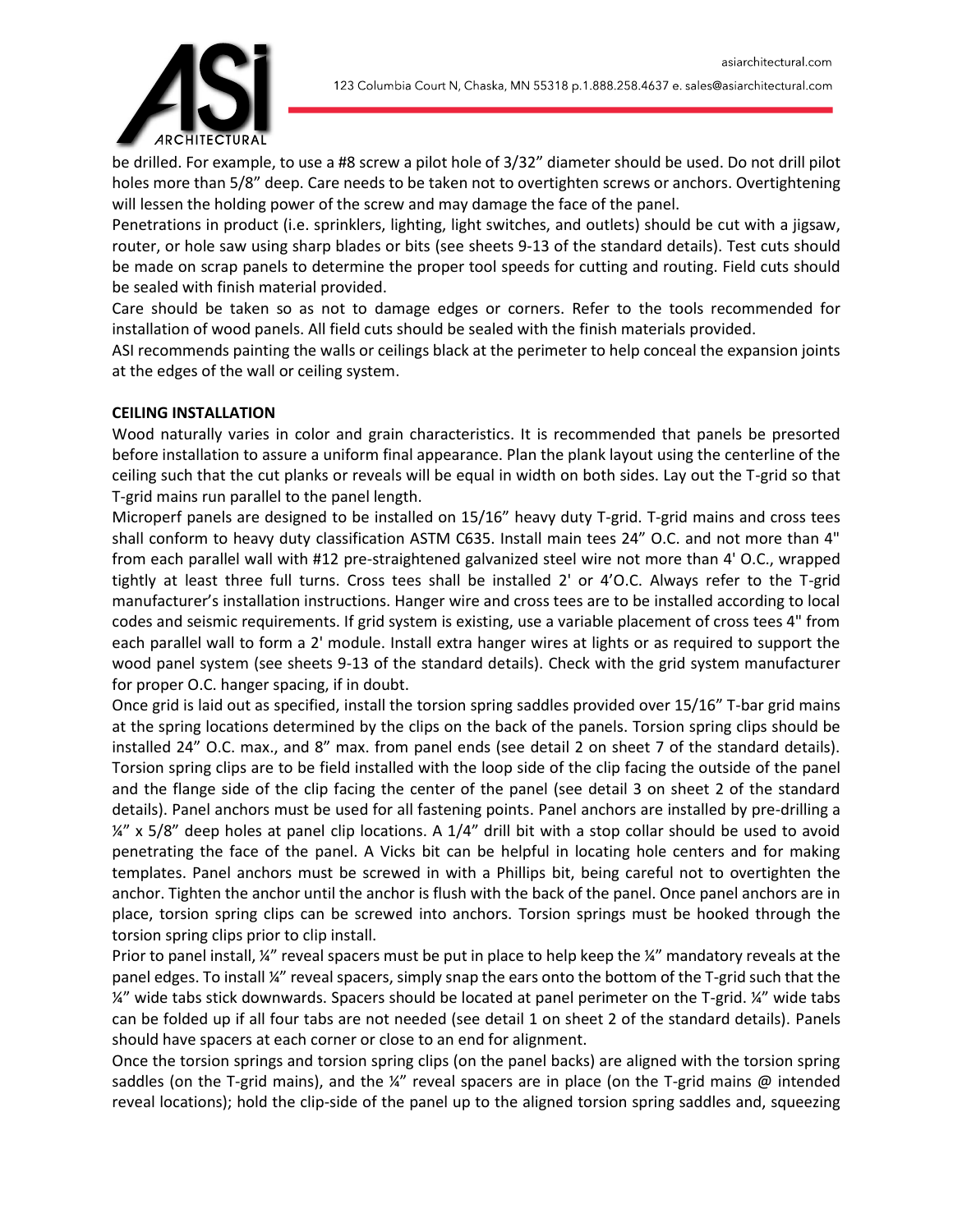be drilled. For example, to use a #8 screw a pilot hole of 3/32" diameter should be used. Do not drill pilot holes more than 5/8" deep. Care needs to be taken not to overtighten screws or anchors. Overtightening will lessen the holding power of the screw and may damage the face of the panel.

Penetrations in product (i.e. sprinklers, lighting, light switches, and outlets) should be cut with a jigsaw, router, or hole saw using sharp blades or bits (see sheets 9-13 of the standard details). Test cuts should be made on scrap panels to determine the proper tool speeds for cutting and routing. Field cuts should be sealed with finish material provided.

Care should be taken so as not to damage edges or corners. Refer to the tools recommended for installation of wood panels. All field cuts should be sealed with the finish materials provided.

ASI recommends painting the walls or ceilings black at the perimeter to help conceal the expansion joints at the edges of the wall or ceiling system.

**CEILING INSTALLATION**

Wood naturally varies in color and grain characteristics. It is recommended that panels be presorted before installation to assure a uniform final appearance. Plan the plank layout using the centerline of the ceiling such that the cut planks or reveals will be equal in width on both sides. Lay out the T-grid so that T-grid mains run parallel to the panel length.

Microperf panels are designed to be installed on 15/16" heavy duty T-grid. T-grid mains and cross tees shall conform to heavy duty classification ASTM C635. Install main tees 24" O.C. and not more than 4" from each parallel wall with #12 pre-straightened galvanized steel wire not more than 4' O.C., wrapped tightly at least three full turns. Cross tees shall be installed 2' or 4'O.C. Always refer to the T-grid manufacturer's installation instructions. Hanger wire and cross tees are to be installed according to local codes and seismic requirements. If grid system is existing, use a variable placement of cross tees 4" from each parallel wall to form a 2' module. Install extra hanger wires at lights or as required to support the wood panel system (see sheets 9-13 of the standard details). Check with the grid system manufacturer for proper O.C. hanger spacing, if in doubt.

Once grid is laid out as specified, install the torsion spring saddles provided over 15/16" T-bar grid mains at the spring locations determined by the clips on the back of the panels. Torsion spring clips should be installed 24" O.C. max., and 8" max. from panel ends (see detail 2 on sheet 7 of the standard details). Torsion spring clips are to be field installed with the loop side of the clip facing the outside of the panel and the flange side of the clip facing the center of the panel (see detail 3 on sheet 2 of the standard details). Panel anchors must be used for all fastening points. Panel anchors are installed by pre-drilling a ¼" x 5/8" deep holes at panel clip locations. A 1/4" drill bit with a stop collar should be used to avoid penetrating the face of the panel. A Vicks bit can be helpful in locating hole centers and for making templates. Panel anchors must be screwed in with a Phillips bit, being careful not to overtighten the anchor. Tighten the anchor until the anchor is flush with the back of the panel. Once panel anchors are in place, torsion spring clips can be screwed into anchors. Torsion springs must be hooked through the torsion spring clips prior to clip install.

Prior to panel install, ¼" reveal spacers must be put in place to help keep the ¼" mandatory reveals at the panel edges. To install ¼" reveal spacers, simply snap the ears onto the bottom of the T-grid such that the ¼" wide tabs stick downwards. Spacers should be located at panel perimeter on the T-grid. ¼" wide tabs can be folded up if all four tabs are not needed (see detail 1 on sheet 2 of the standard details). Panels should have spacers at each corner or close to an end for alignment.

Once the torsion springs and torsion spring clips (on the panel backs) are aligned with the torsion spring saddles (on the T-grid mains), and the ¼" reveal spacers are in place (on the T-grid mains @ intended reveal locations); hold the clip-side of the panel up to the aligned torsion spring saddles and, squeezing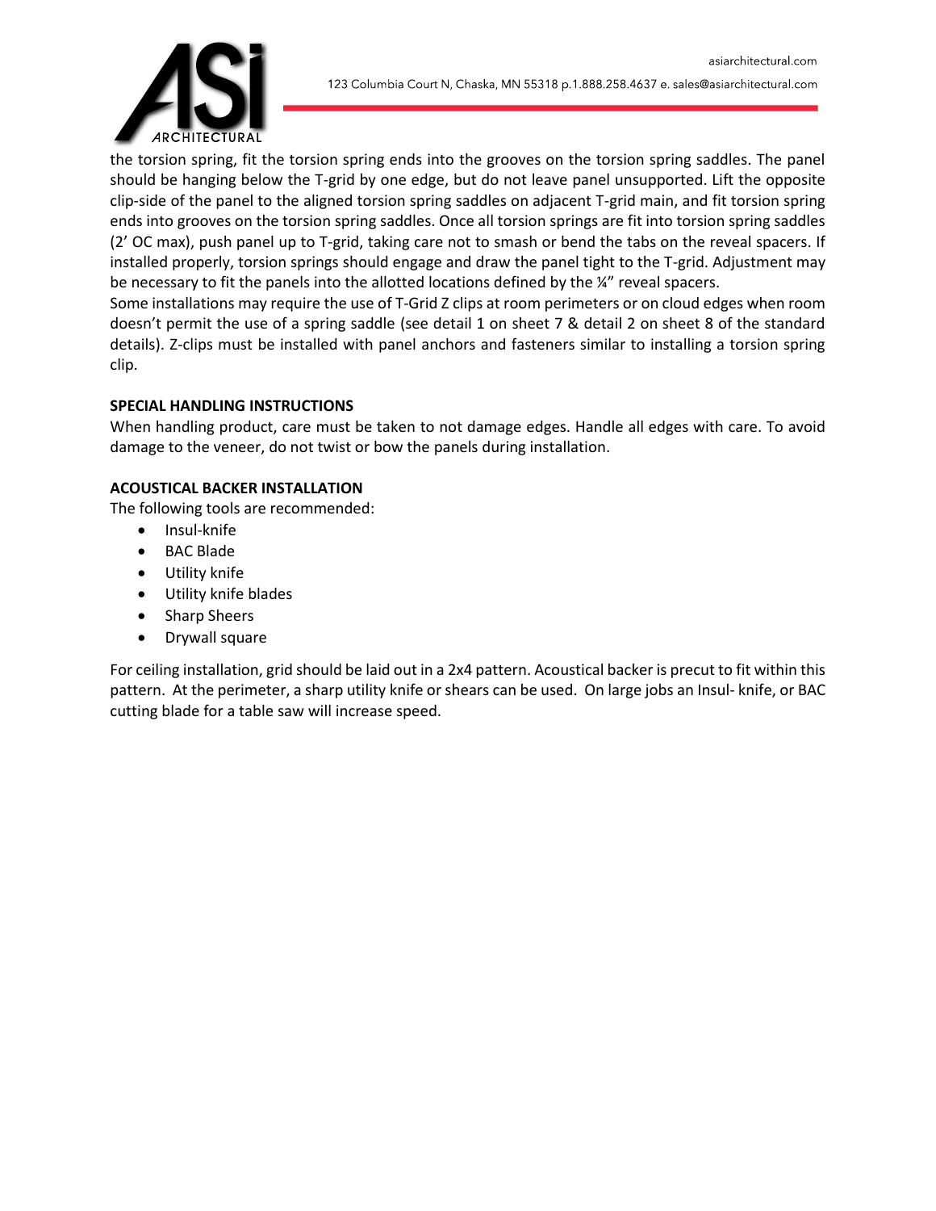the torsion spring, fit the torsion spring ends into the grooves on the torsion spring saddles. The panel should be hanging below the T-grid by one edge, but do not leave panel unsupported. Lift the opposite clip-side of the panel to the aligned torsion spring saddles on adjacent T-grid main, and fit torsion spring ends into grooves on the torsion spring saddles. Once all torsion springs are fit into torsion spring saddles (2' OC max), push panel up to T-grid, taking care not to smash or bend the tabs on the reveal spacers. If installed properly, torsion springs should engage and draw the panel tight to the T-grid. Adjustment may be necessary to fit the panels into the allotted locations defined by the ¼" reveal spacers.

Some installations may require the use of T-Grid Z clips at room perimeters or on cloud edges when room doesn't permit the use of a spring saddle (see detail 1 on sheet 7 & detail 2 on sheet 8 of the standard details). Z-clips must be installed with panel anchors and fasteners similar to installing a torsion spring clip.

**SPECIAL HANDLING INSTRUCTIONS**

When handling product, care must be taken to not damage edges. Handle all edges with care. To avoid damage to the veneer, do not twist or bow the panels during installation.

**ACOUSTICAL BACKER INSTALLATION**

The following tools are recommended:

- Insul-knife
- BAC Blade
- Utility knife
- Utility knife blades
- Sharp Sheers
- Drywall square

For ceiling installation, grid should be laid out in a 2x4 pattern. Acoustical backer is precut to fit within this pattern. At the perimeter, a sharp utility knife or shears can be used. On large jobs an Insul- knife, or BAC cutting blade for a table saw will increase speed.